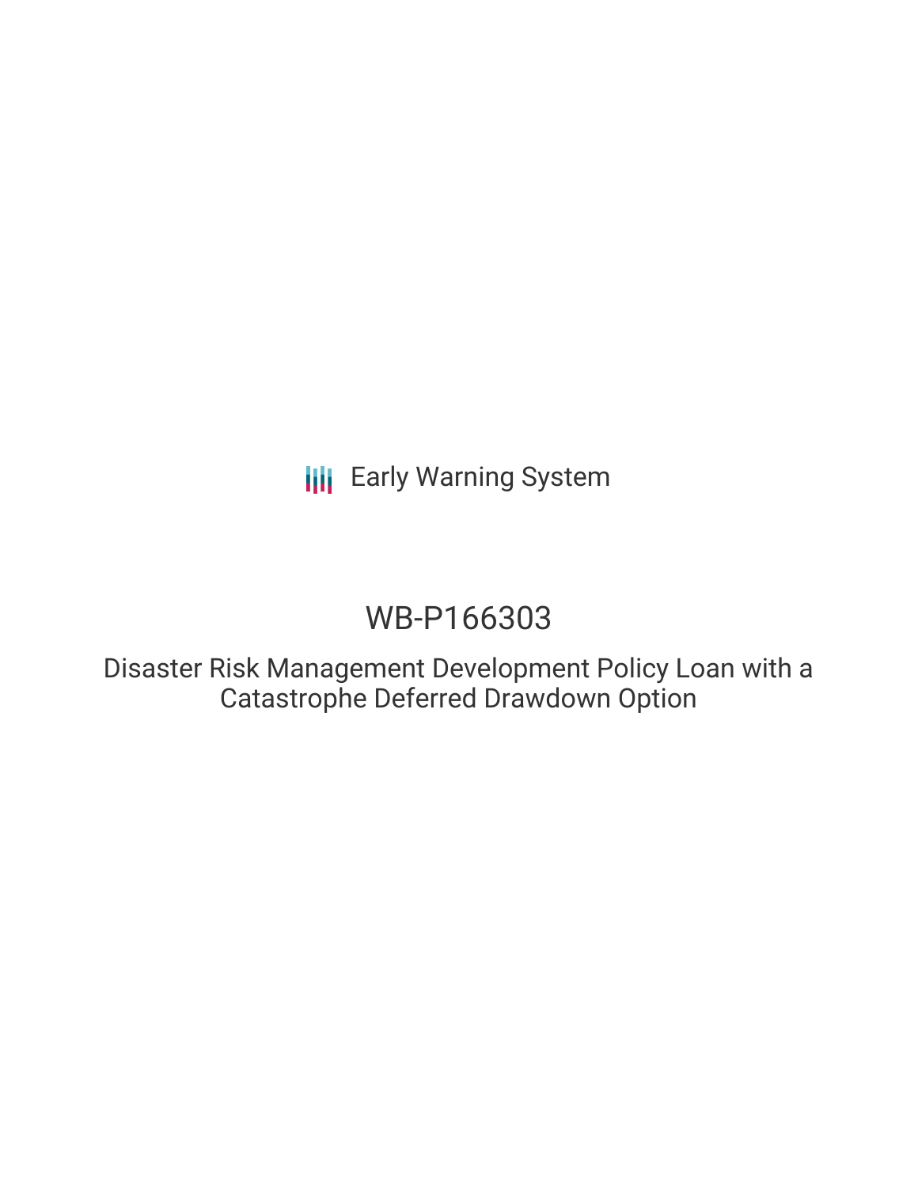Early Warning System

# WB-P166303

## Disaster Risk Management Development Policy Loan with a Catastrophe Deferred Drawdown Option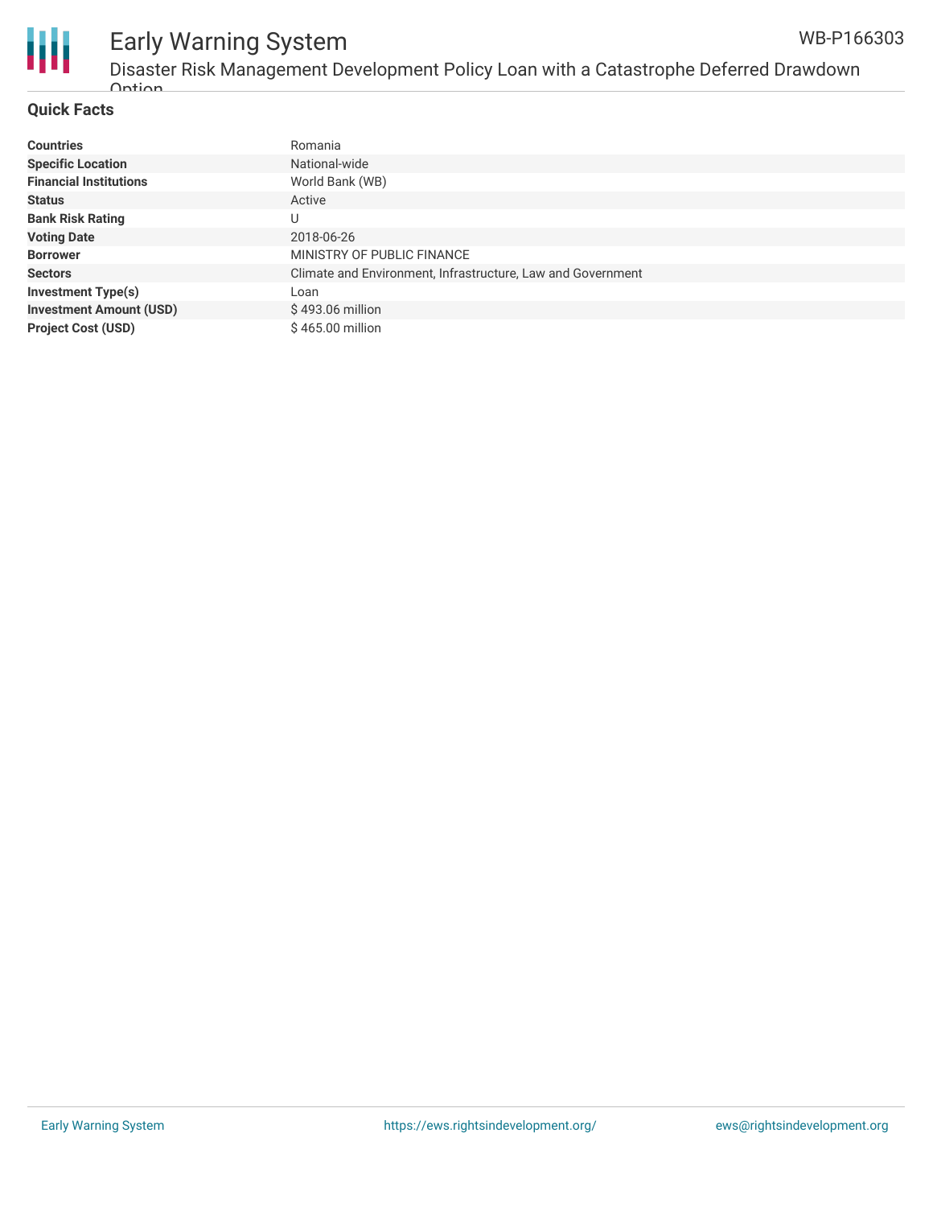## Quick Facts

| | |
|---|---|
| **Countries** | Romania |
| **Specific Location** | National-wide |
| **Financial Institutions** | World Bank (WB) |
| **Status** | Active |
| **Bank Risk Rating** | U |
| **Voting Date** | 2018-06-26 |
| **Borrower** | MINISTRY OF PUBLIC FINANCE |
| **Sectors** | Climate and Environment, Infrastructure, Law and Government |
| **Investment Type(s)** | Loan |
| **Investment Amount (USD)** | $ 493.06 million |
| **Project Cost (USD)** | $ 465.00 million |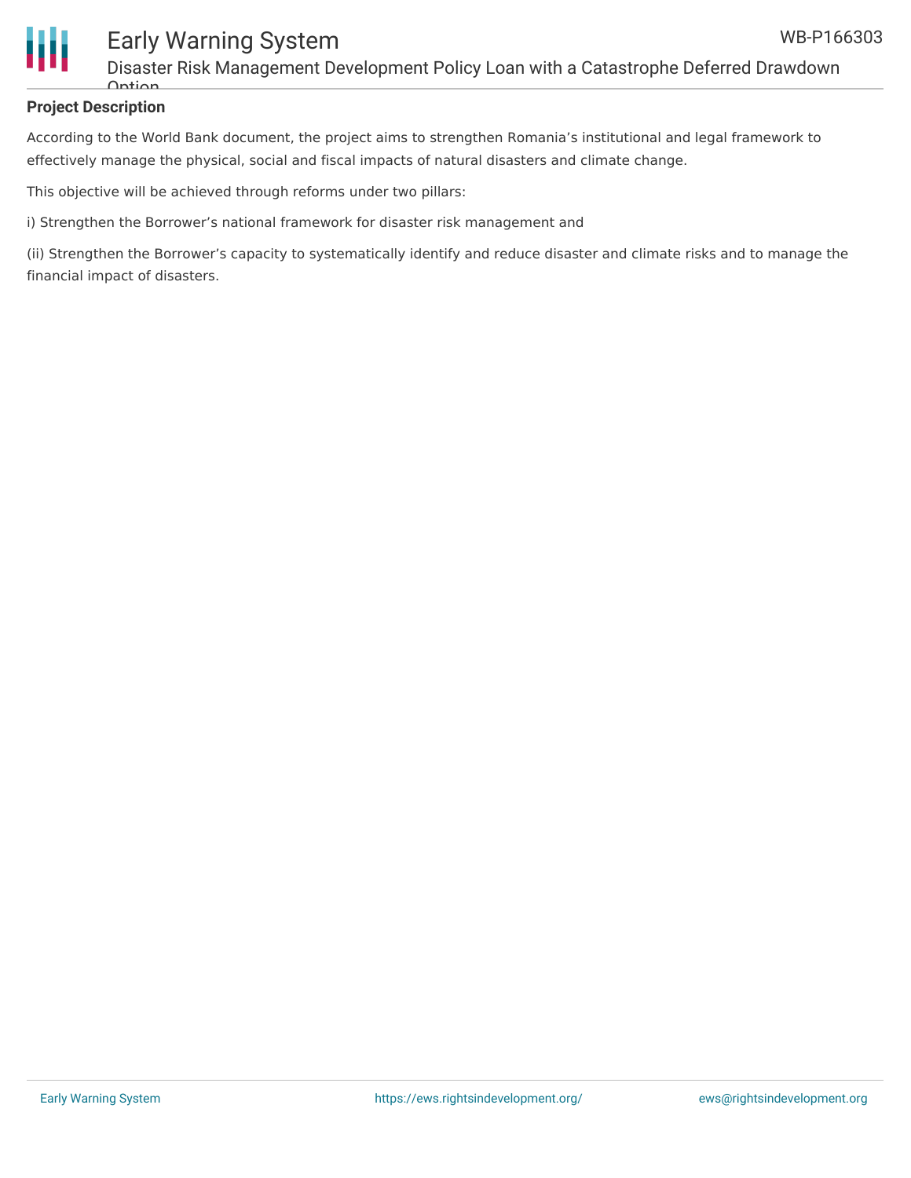**Project Description**

According to the World Bank document, the project aims to strengthen Romania's institutional and legal framework to effectively manage the physical, social and fiscal impacts of natural disasters and climate change.

This objective will be achieved through reforms under two pillars:

i) Strengthen the Borrower's national framework for disaster risk management and

(ii) Strengthen the Borrower's capacity to systematically identify and reduce disaster and climate risks and to manage the financial impact of disasters.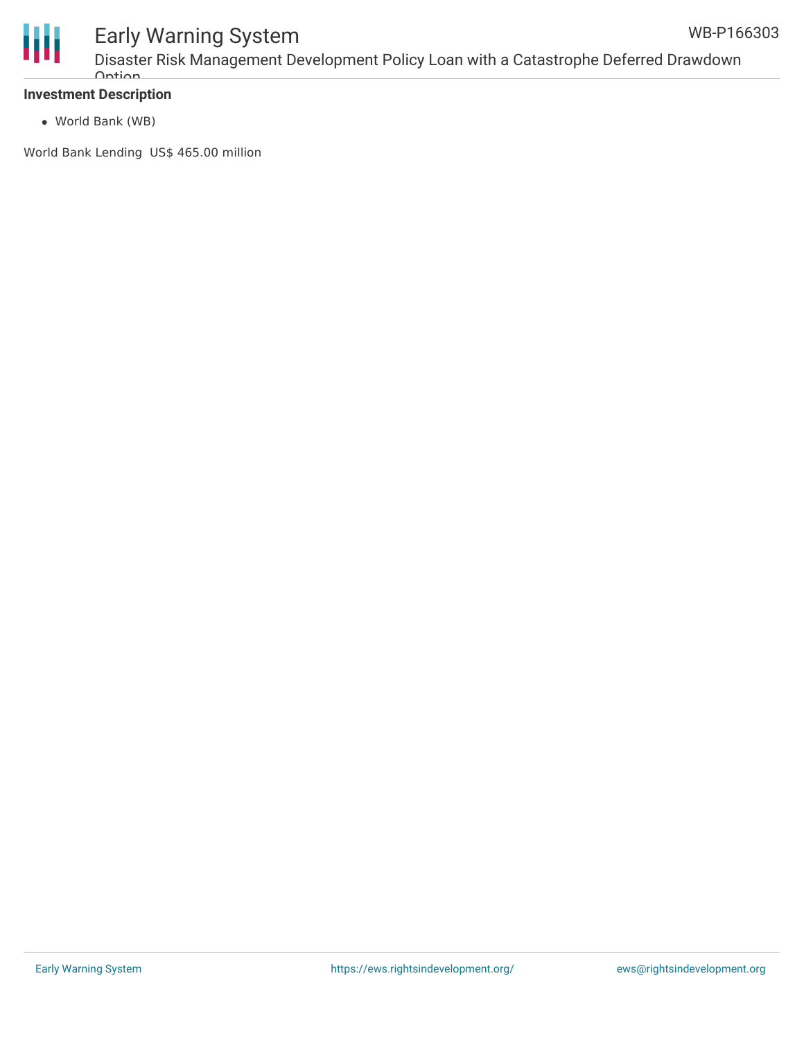**Investment Description**

- World Bank (WB)

World Bank Lending US$ 465.00 million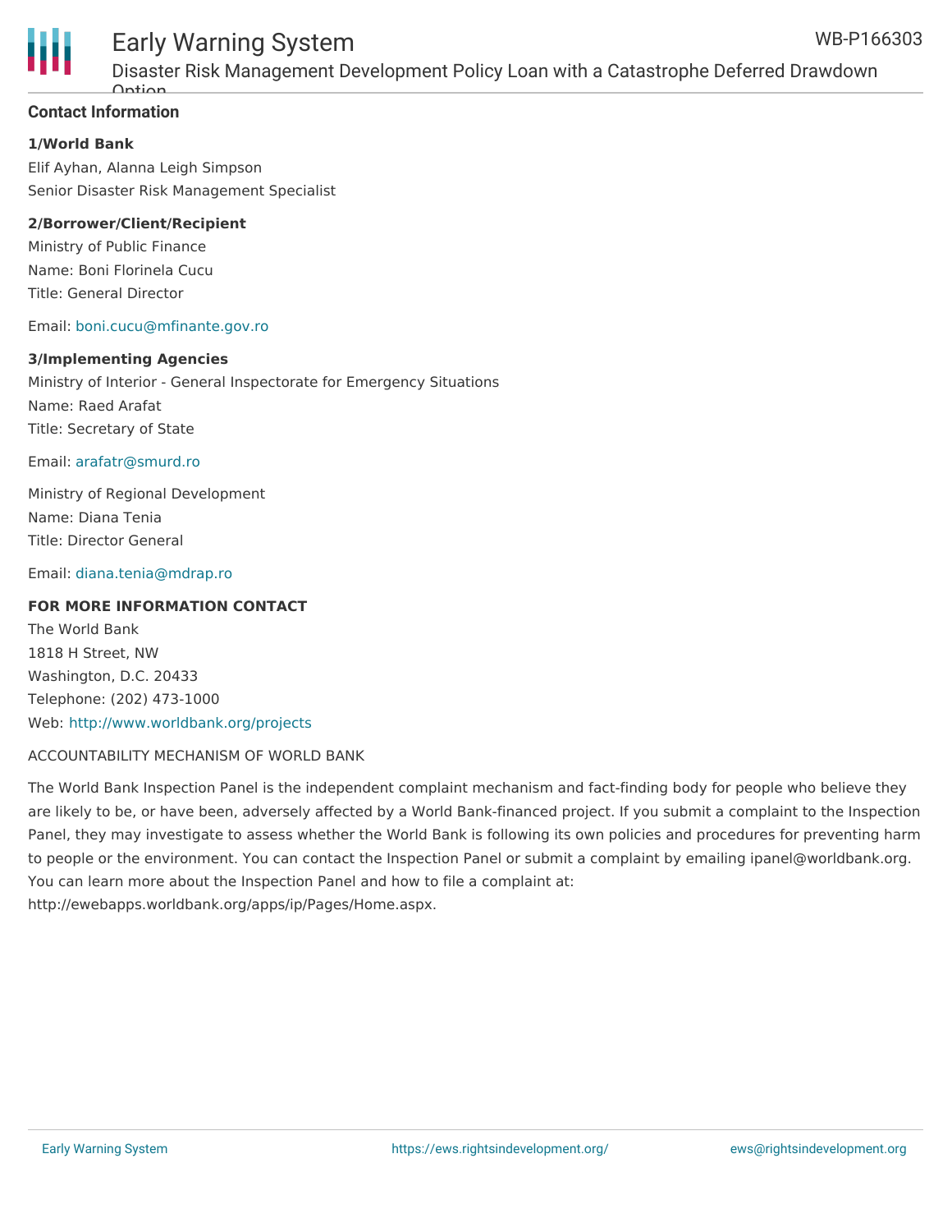### Contact Information

**1/World Bank**

Elif Ayhan, Alanna Leigh Simpson

Senior Disaster Risk Management Specialist

**2/Borrower/Client/Recipient**

Ministry of Public Finance

Name: Boni Florinela Cucu

Title: General Director

Email: boni.cucu@mfinante.gov.ro

**3/Implementing Agencies**

Ministry of Interior - General Inspectorate for Emergency Situations

Name: Raed Arafat

Title: Secretary of State

Email: arafatr@smurd.ro

Ministry of Regional Development

Name: Diana Tenia

Title: Director General

Email: diana.tenia@mdrap.ro

**FOR MORE INFORMATION CONTACT**

The World Bank

1818 H Street, NW

Washington, D.C. 20433

Telephone: (202) 473-1000

Web: http://www.worldbank.org/projects

ACCOUNTABILITY MECHANISM OF WORLD BANK

The World Bank Inspection Panel is the independent complaint mechanism and fact-finding body for people who believe they are likely to be, or have been, adversely affected by a World Bank-financed project. If you submit a complaint to the Inspection Panel, they may investigate to assess whether the World Bank is following its own policies and procedures for preventing harm to people or the environment. You can contact the Inspection Panel or submit a complaint by emailing ipanel@worldbank.org. You can learn more about the Inspection Panel and how to file a complaint at: http://ewebapps.worldbank.org/apps/ip/Pages/Home.aspx.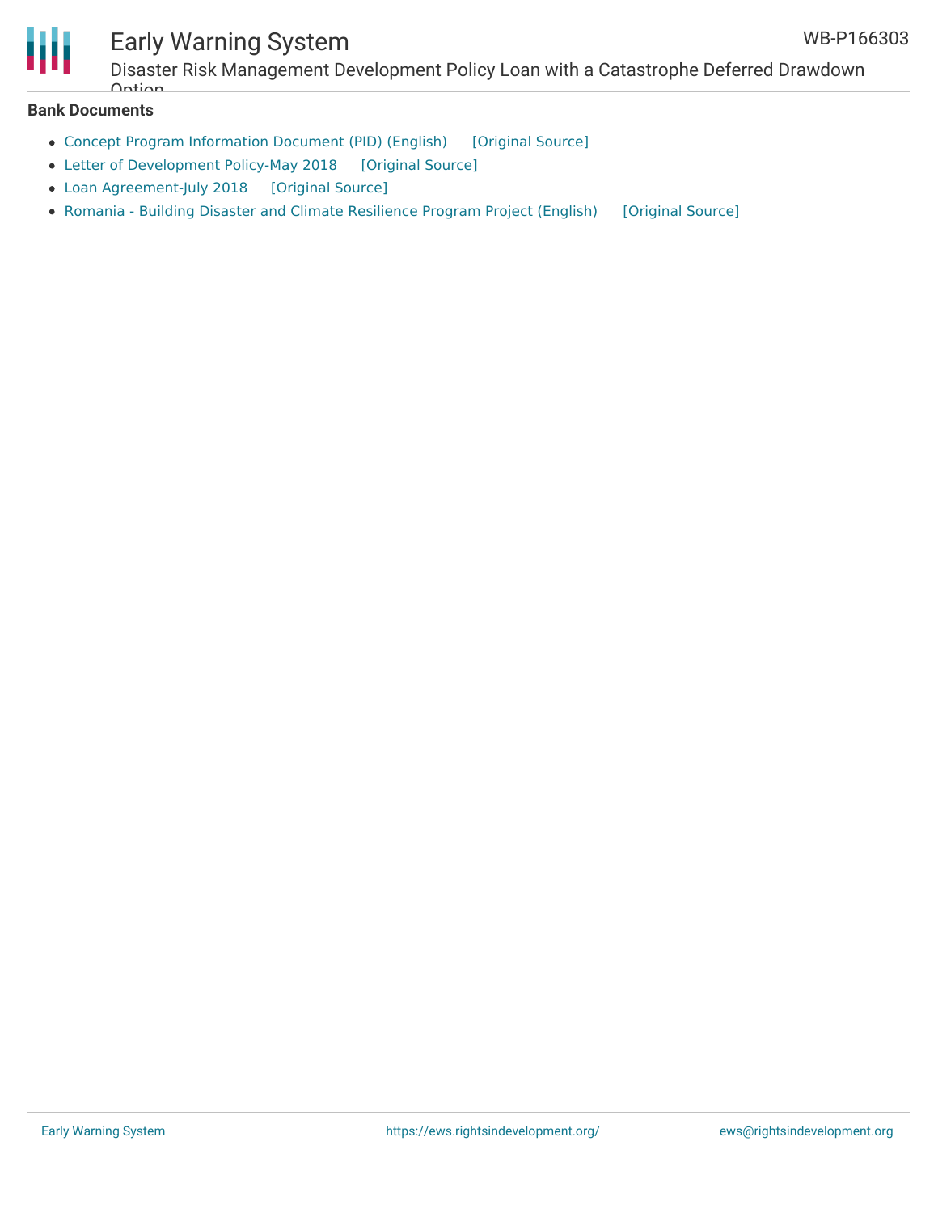**Bank Documents**

- Concept Program Information Document (PID) (English) [Original Source]
- Letter of Development Policy-May 2018 [Original Source]
- Loan Agreement-July 2018 [Original Source]
- Romania - Building Disaster and Climate Resilience Program Project (English) [Original Source]